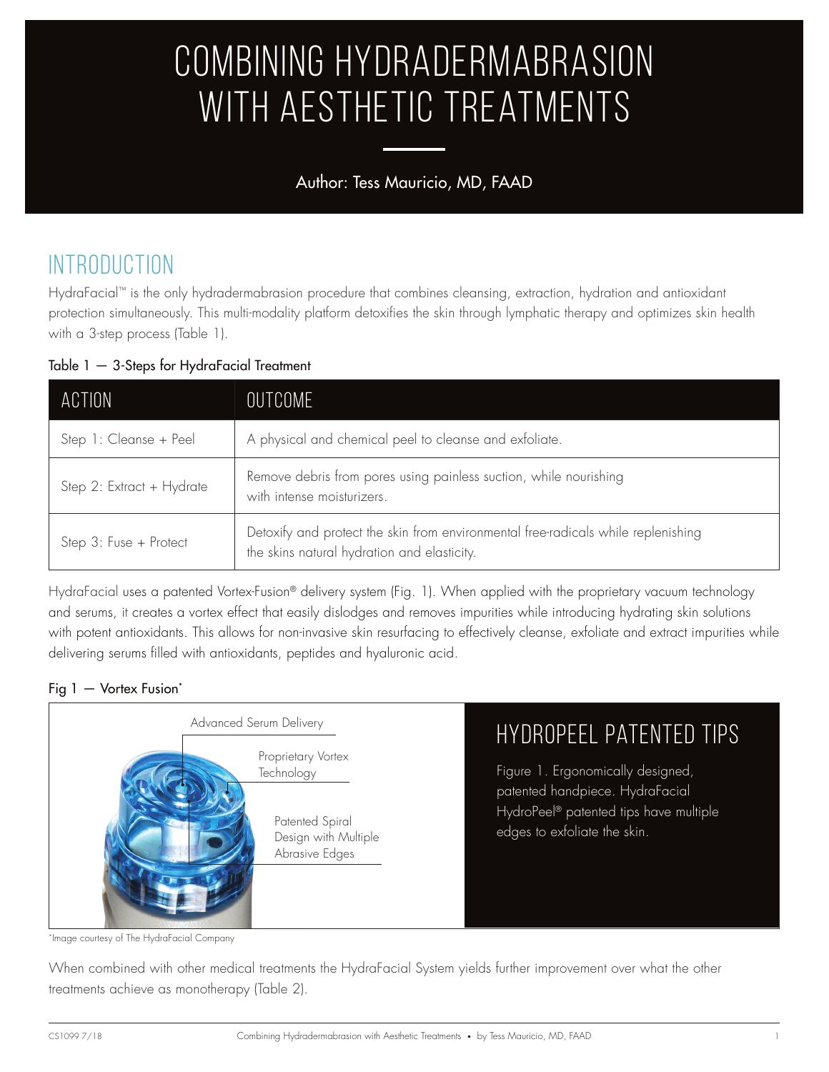# COMBINING HYDRADERMABRASION WITH AESTHETIC TREATMENTS

Author: Tess Mauricio, MD, FAAD

## INTRODUCTION

HydraFacial™ is the only hydradermabrasion procedure that combines cleansing, extraction, hydration and antioxidant protection simultaneously. This multi-modality platform detoxifies the skin through lymphatic therapy and optimizes skin health with a 3-step process (Table 1).

Table 1 — 3-Steps for HydraFacial Treatment

| ACTION | OUTCOME |
|---|---|
| Step 1: Cleanse + Peel | A physical and chemical peel to cleanse and exfoliate. |
| Step 2: Extract + Hydrate | Remove debris from pores using painless suction, while nourishing with intense moisturizers. |
| Step 3: Fuse + Protect | Detoxify and protect the skin from environmental free-radicals while replenishing the skins natural hydration and elasticity. |

HydraFacial uses a patented Vortex-Fusion® delivery system (Fig. 1). When applied with the proprietary vacuum technology and serums, it creates a vortex effect that easily dislodges and removes impurities while introducing hydrating skin solutions with potent antioxidants. This allows for non-invasive skin resurfacing to effectively cleanse, exfoliate and extract impurities while delivering serums filled with antioxidants, peptides and hyaluronic acid.

Fig 1 — Vortex Fusion*

Advanced Serum Delivery

Proprietary Vortex Technology

Patented Spiral Design with Multiple Abrasive Edges

### HYDROPEEL PATENTED TIPS

Figure 1. Ergonomically designed, patented handpiece. HydraFacial HydroPeel® patented tips have multiple edges to exfoliate the skin.

*Image courtesy of The HydraFacial Company

When combined with other medical treatments the HydraFacial System yields further improvement over what the other treatments achieve as monotherapy (Table 2).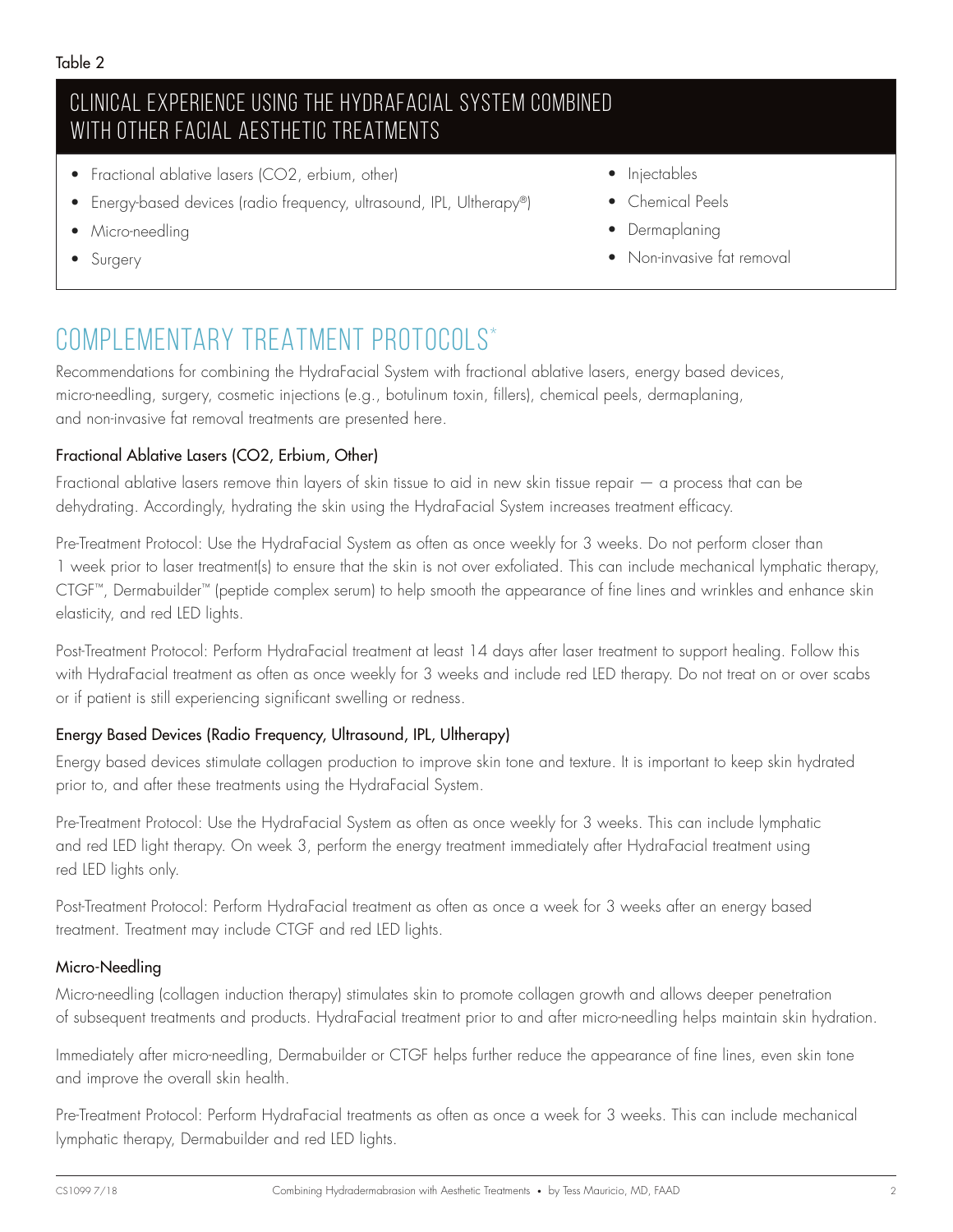Table 2

## CLINICAL EXPERIENCE USING THE HYDRAFACIAL SYSTEM COMBINED WITH OTHER FACIAL AESTHETIC TREATMENTS

- Fractional ablative lasers (CO2, erbium, other)
- Energy-based devices (radio frequency, ultrasound, IPL, Ultherapy®)
- Micro-needling
- Surgery
- Injectables
- Chemical Peels
- Dermaplaning
- Non-invasive fat removal

# COMPLEMENTARY TREATMENT PROTOCOLS*

Recommendations for combining the HydraFacial System with fractional ablative lasers, energy based devices, micro-needling, surgery, cosmetic injections (e.g., botulinum toxin, fillers), chemical peels, dermaplaning, and non-invasive fat removal treatments are presented here.

### Fractional Ablative Lasers (CO2, Erbium, Other)

Fractional ablative lasers remove thin layers of skin tissue to aid in new skin tissue repair — a process that can be dehydrating. Accordingly, hydrating the skin using the HydraFacial System increases treatment efficacy.

Pre-Treatment Protocol: Use the HydraFacial System as often as once weekly for 3 weeks. Do not perform closer than 1 week prior to laser treatment(s) to ensure that the skin is not over exfoliated. This can include mechanical lymphatic therapy, CTGF™, Dermabuilder™ (peptide complex serum) to help smooth the appearance of fine lines and wrinkles and enhance skin elasticity, and red LED lights.

Post-Treatment Protocol: Perform HydraFacial treatment at least 14 days after laser treatment to support healing. Follow this with HydraFacial treatment as often as once weekly for 3 weeks and include red LED therapy. Do not treat on or over scabs or if patient is still experiencing significant swelling or redness.

### Energy Based Devices (Radio Frequency, Ultrasound, IPL, Ultherapy)

Energy based devices stimulate collagen production to improve skin tone and texture. It is important to keep skin hydrated prior to, and after these treatments using the HydraFacial System.

Pre-Treatment Protocol: Use the HydraFacial System as often as once weekly for 3 weeks. This can include lymphatic and red LED light therapy. On week 3, perform the energy treatment immediately after HydraFacial treatment using red LED lights only.

Post-Treatment Protocol: Perform HydraFacial treatment as often as once a week for 3 weeks after an energy based treatment. Treatment may include CTGF and red LED lights.

### Micro-Needling

Micro-needling (collagen induction therapy) stimulates skin to promote collagen growth and allows deeper penetration of subsequent treatments and products. HydraFacial treatment prior to and after micro-needling helps maintain skin hydration.

Immediately after micro-needling, Dermabuilder or CTGF helps further reduce the appearance of fine lines, even skin tone and improve the overall skin health.

Pre-Treatment Protocol: Perform HydraFacial treatments as often as once a week for 3 weeks. This can include mechanical lymphatic therapy, Dermabuilder and red LED lights.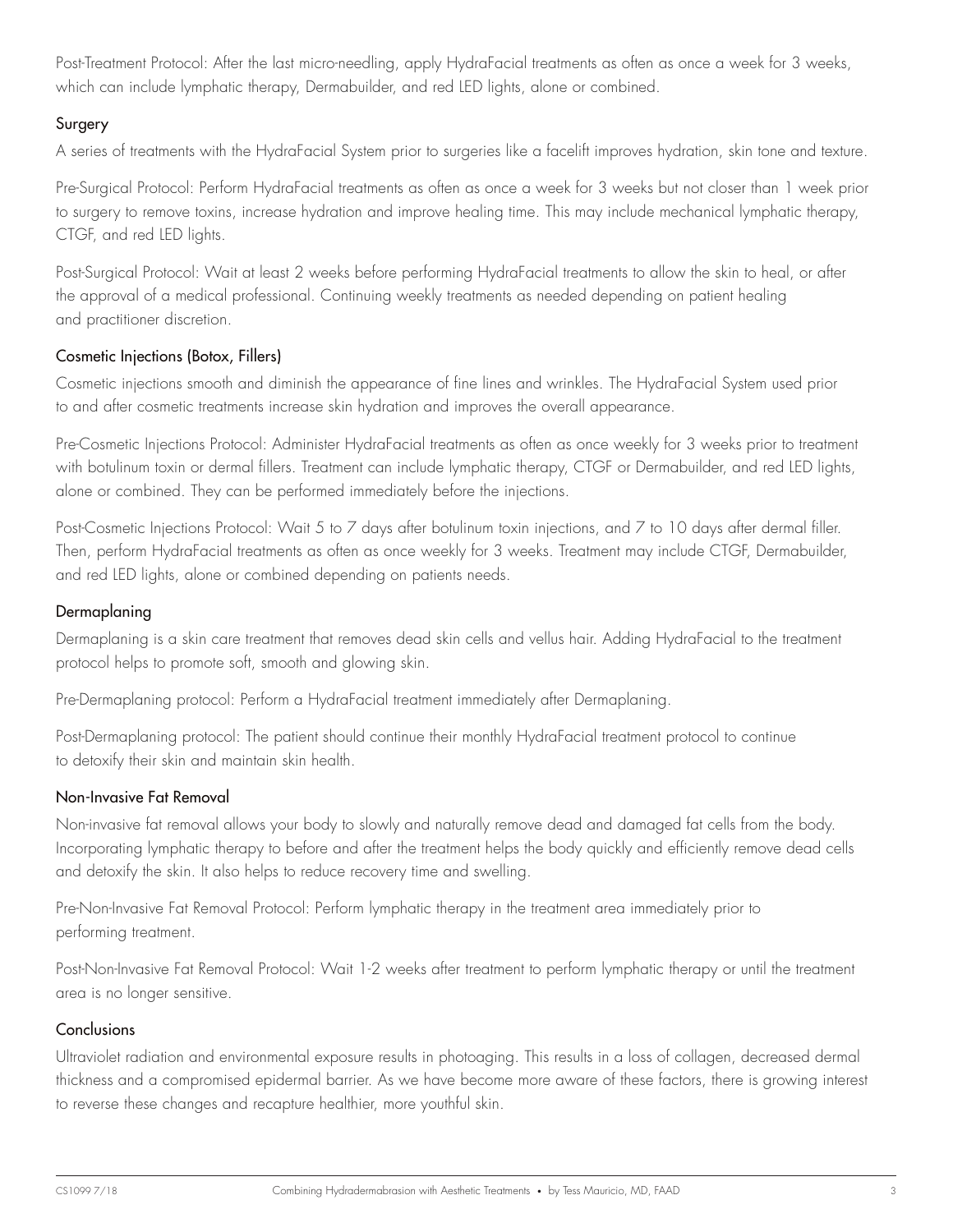Post-Treatment Protocol: After the last micro-needling, apply HydraFacial treatments as often as once a week for 3 weeks, which can include lymphatic therapy, Dermabuilder, and red LED lights, alone or combined.

### Surgery

A series of treatments with the HydraFacial System prior to surgeries like a facelift improves hydration, skin tone and texture.

Pre-Surgical Protocol: Perform HydraFacial treatments as often as once a week for 3 weeks but not closer than 1 week prior to surgery to remove toxins, increase hydration and improve healing time. This may include mechanical lymphatic therapy, CTGF, and red LED lights.

Post-Surgical Protocol: Wait at least 2 weeks before performing HydraFacial treatments to allow the skin to heal, or after the approval of a medical professional. Continuing weekly treatments as needed depending on patient healing and practitioner discretion.

### Cosmetic Injections (Botox, Fillers)

Cosmetic injections smooth and diminish the appearance of fine lines and wrinkles. The HydraFacial System used prior to and after cosmetic treatments increase skin hydration and improves the overall appearance.

Pre-Cosmetic Injections Protocol: Administer HydraFacial treatments as often as once weekly for 3 weeks prior to treatment with botulinum toxin or dermal fillers. Treatment can include lymphatic therapy, CTGF or Dermabuilder, and red LED lights, alone or combined. They can be performed immediately before the injections.

Post-Cosmetic Injections Protocol: Wait 5 to 7 days after botulinum toxin injections, and 7 to 10 days after dermal filler. Then, perform HydraFacial treatments as often as once weekly for 3 weeks. Treatment may include CTGF, Dermabuilder, and red LED lights, alone or combined depending on patients needs.

### Dermaplaning

Dermaplaning is a skin care treatment that removes dead skin cells and vellus hair. Adding HydraFacial to the treatment protocol helps to promote soft, smooth and glowing skin.

Pre-Dermaplaning protocol: Perform a HydraFacial treatment immediately after Dermaplaning.

Post-Dermaplaning protocol: The patient should continue their monthly HydraFacial treatment protocol to continue to detoxify their skin and maintain skin health.

### Non-Invasive Fat Removal

Non-invasive fat removal allows your body to slowly and naturally remove dead and damaged fat cells from the body. Incorporating lymphatic therapy to before and after the treatment helps the body quickly and efficiently remove dead cells and detoxify the skin. It also helps to reduce recovery time and swelling.

Pre-Non-Invasive Fat Removal Protocol: Perform lymphatic therapy in the treatment area immediately prior to performing treatment.

Post-Non-Invasive Fat Removal Protocol: Wait 1-2 weeks after treatment to perform lymphatic therapy or until the treatment area is no longer sensitive.

### Conclusions

Ultraviolet radiation and environmental exposure results in photoaging. This results in a loss of collagen, decreased dermal thickness and a compromised epidermal barrier. As we have become more aware of these factors, there is growing interest to reverse these changes and recapture healthier, more youthful skin.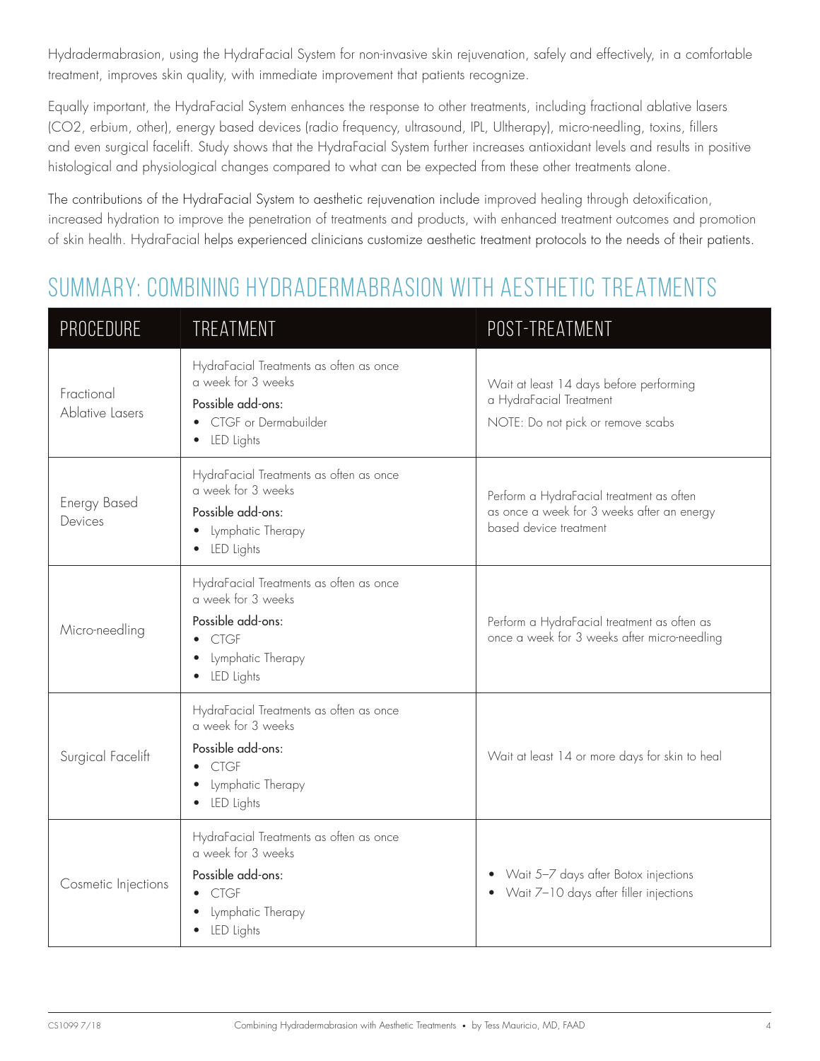Hydradermabrasion, using the HydraFacial System for non-invasive skin rejuvenation, safely and effectively, in a comfortable treatment, improves skin quality, with immediate improvement that patients recognize.

Equally important, the HydraFacial System enhances the response to other treatments, including fractional ablative lasers (CO2, erbium, other), energy based devices (radio frequency, ultrasound, IPL, Ultherapy), micro-needling, toxins, fillers and even surgical facelift. Study shows that the HydraFacial System further increases antioxidant levels and results in positive histological and physiological changes compared to what can be expected from these other treatments alone.

The contributions of the HydraFacial System to aesthetic rejuvenation include improved healing through detoxification, increased hydration to improve the penetration of treatments and products, with enhanced treatment outcomes and promotion of skin health. HydraFacial helps experienced clinicians customize aesthetic treatment protocols to the needs of their patients.

## SUMMARY: COMBINING HYDRADERMABRASION WITH AESTHETIC TREATMENTS

| PROCEDURE | TREATMENT | POST-TREATMENT |
|---|---|---|
| Fractional Ablative Lasers | HydraFacial Treatments as often as once a week for 3 weeks<br>Possible add-ons:<br>• CTGF or Dermabuilder<br>• LED Lights | Wait at least 14 days before performing a HydraFacial Treatment<br>NOTE: Do not pick or remove scabs |
| Energy Based Devices | HydraFacial Treatments as often as once a week for 3 weeks<br>Possible add-ons:<br>• Lymphatic Therapy<br>• LED Lights | Perform a HydraFacial treatment as often as once a week for 3 weeks after an energy based device treatment |
| Micro-needling | HydraFacial Treatments as often as once a week for 3 weeks<br>Possible add-ons:<br>• CTGF<br>• Lymphatic Therapy<br>• LED Lights | Perform a HydraFacial treatment as often as once a week for 3 weeks after micro-needling |
| Surgical Facelift | HydraFacial Treatments as often as once a week for 3 weeks<br>Possible add-ons:<br>• CTGF<br>• Lymphatic Therapy<br>• LED Lights | Wait at least 14 or more days for skin to heal |
| Cosmetic Injections | HydraFacial Treatments as often as once a week for 3 weeks<br>Possible add-ons:<br>• CTGF<br>• Lymphatic Therapy<br>• LED Lights | • Wait 5–7 days after Botox injections<br>• Wait 7–10 days after filler injections |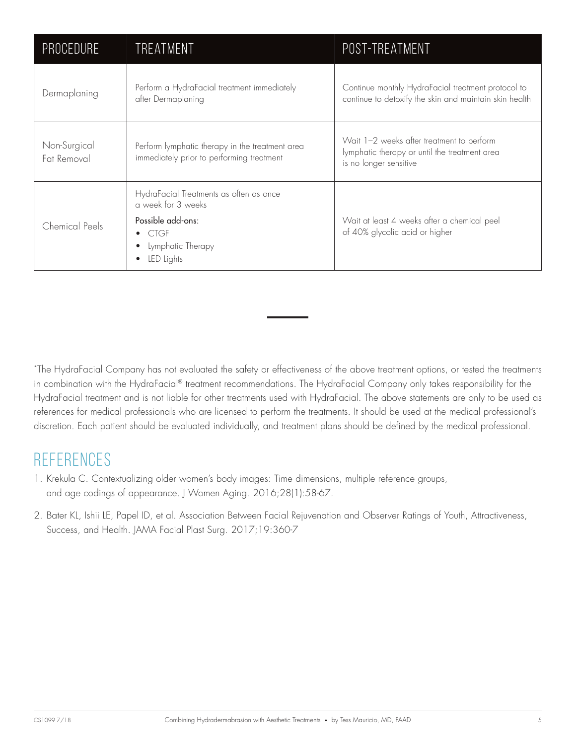| PROCEDURE | TREATMENT | POST-TREATMENT |
|---|---|---|
| Dermaplaning | Perform a HydraFacial treatment immediately after Dermaplaning | Continue monthly HydraFacial treatment protocol to continue to detoxify the skin and maintain skin health |
| Non-Surgical Fat Removal | Perform lymphatic therapy in the treatment area immediately prior to performing treatment | Wait 1–2 weeks after treatment to perform lymphatic therapy or until the treatment area is no longer sensitive |
| Chemical Peels | HydraFacial Treatments as often as once a week for 3 weeks<br>Possible add-ons:<br>• CTGF<br>• Lymphatic Therapy<br>• LED Lights | Wait at least 4 weeks after a chemical peel of 40% glycolic acid or higher |

*The HydraFacial Company has not evaluated the safety or effectiveness of the above treatment options, or tested the treatments in combination with the HydraFacial® treatment recommendations. The HydraFacial Company only takes responsibility for the HydraFacial treatment and is not liable for other treatments used with HydraFacial. The above statements are only to be used as references for medical professionals who are licensed to perform the treatments. It should be used at the medical professional's discretion. Each patient should be evaluated individually, and treatment plans should be defined by the medical professional.

## REFERENCES

1. Krekula C. Contextualizing older women's body images: Time dimensions, multiple reference groups, and age codings of appearance. J Women Aging. 2016;28(1):58-67.
2. Bater KL, Ishii LE, Papel ID, et al. Association Between Facial Rejuvenation and Observer Ratings of Youth, Attractiveness, Success, and Health. JAMA Facial Plast Surg. 2017;19:360-7